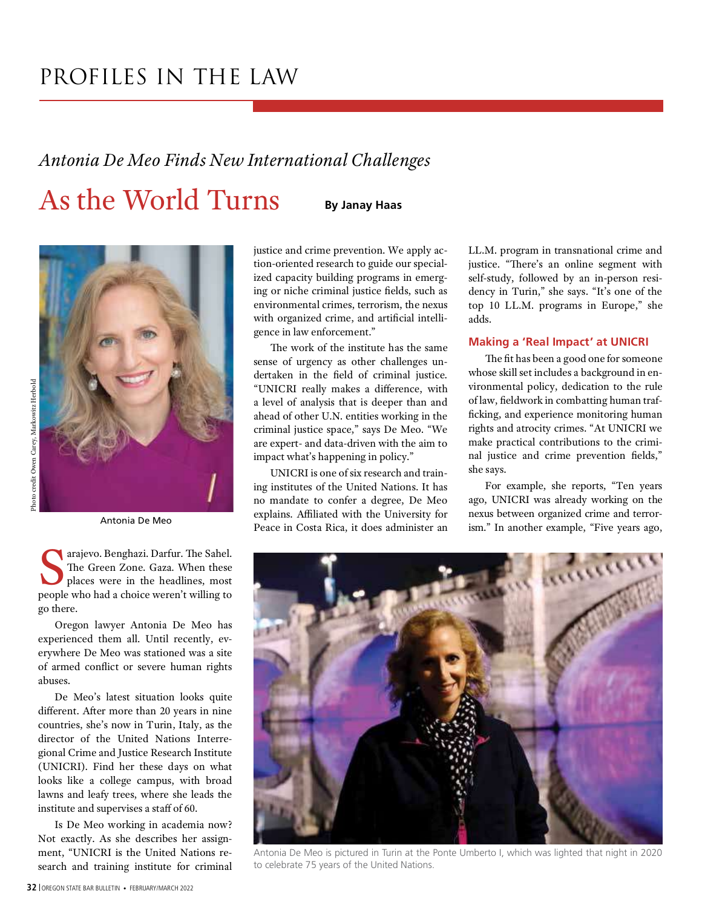# PROFILES IN THE LAW

*Antonia De Meo Finds New International Challenges*

## As the World Turns

**By Janay Haas**

Photo credit Owen Carey, Markowitz Herbold

Antonia De Meo

Sarajevo. Benghazi. Darfur. The Sahel. The Green Zone. Gaza. When these places were in the headlines, most people who had a choice weren't willing to go there.

Oregon lawyer Antonia De Meo has experienced them all. Until recently, everywhere De Meo was stationed was a site of armed conflict or severe human rights abuses.

De Meo's latest situation looks quite different. After more than 20 years in nine countries, she's now in Turin, Italy, as the director of the United Nations Interregional Crime and Justice Research Institute (UNICRI). Find her these days on what looks like a college campus, with broad lawns and leafy trees, where she leads the institute and supervises a staff of 60.

Is De Meo working in academia now? Not exactly. As she describes her assignment, "UNICRI is the United Nations research and training institute for criminal justice and crime prevention. We apply action-oriented research to guide our specialized capacity building programs in emerging or niche criminal justice fields, such as environmental crimes, terrorism, the nexus with organized crime, and artificial intelligence in law enforcement."

The work of the institute has the same sense of urgency as other challenges undertaken in the field of criminal justice. "UNICRI really makes a difference, with a level of analysis that is deeper than and ahead of other U.N. entities working in the criminal justice space," says De Meo. "We are expert- and data-driven with the aim to impact what's happening in policy."

UNICRI is one of six research and training institutes of the United Nations. It has no mandate to confer a degree, De Meo explains. Affiliated with the University for Peace in Costa Rica, it does administer an LL.M. program in transnational crime and justice. "There's an online segment with self-study, followed by an in-person residency in Turin," she says. "It's one of the top 10 LL.M. programs in Europe," she adds.

### Making a 'Real Impact' at UNICRI

The fit has been a good one for someone whose skill set includes a background in environmental policy, dedication to the rule of law, fieldwork in combatting human trafficking, and experience monitoring human rights and atrocity crimes. "At UNICRI we make practical contributions to the criminal justice and crime prevention fields," she says.

For example, she reports, "Ten years ago, UNICRI was already working on the nexus between organized crime and terrorism." In another example, "Five years ago,

Antonia De Meo is pictured in Turin at the Ponte Umberto I, which was lighted that night in 2020 to celebrate 75 years of the United Nations.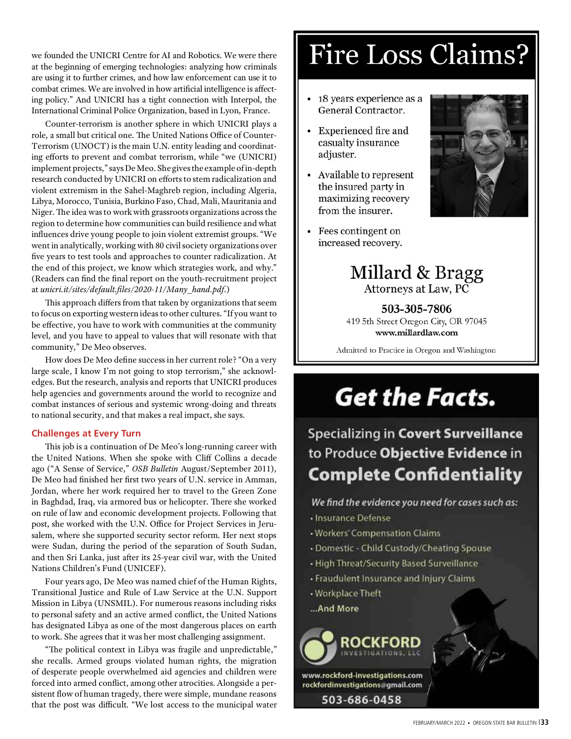we founded the UNICRI Centre for AI and Robotics. We were there at the beginning of emerging technologies: analyzing how criminals are using it to further crimes, and how law enforcement can use it to combat crimes. We are involved in how artificial intelligence is affecting policy." And UNICRI has a tight connection with Interpol, the International Criminal Police Organization, based in Lyon, France.

Counter-terrorism is another sphere in which UNICRI plays a role, a small but critical one. The United Nations Office of Counter-Terrorism (UNOCT) is the main U.N. entity leading and coordinating efforts to prevent and combat terrorism, while "we (UNICRI) implement projects," says De Meo. She gives the example of in-depth research conducted by UNICRI on efforts to stem radicalization and violent extremism in the Sahel-Maghreb region, including Algeria, Libya, Morocco, Tunisia, Burkino Faso, Chad, Mali, Mauritania and Niger. The idea was to work with grassroots organizations across the region to determine how communities can build resilience and what influences drive young people to join violent extremist groups. "We went in analytically, working with 80 civil society organizations over five years to test tools and approaches to counter radicalization. At the end of this project, we know which strategies work, and why." (Readers can find the final report on the youth-recruitment project at *unicri.it/sites/default.files/2020-11/Many_hand.pdf*.)

This approach differs from that taken by organizations that seem to focus on exporting western ideas to other cultures. "If you want to be effective, you have to work with communities at the community level, and you have to appeal to values that will resonate with that community," De Meo observes.

How does De Meo define success in her current role? "On a very large scale, I know I'm not going to stop terrorism," she acknowledges. But the research, analysis and reports that UNICRI produces help agencies and governments around the world to recognize and combat instances of serious and systemic wrong-doing and threats to national security, and that makes a real impact, she says.

## Challenges at Every Turn

This job is a continuation of De Meo's long-running career with the United Nations. When she spoke with Cliff Collins a decade ago ("A Sense of Service," *OSB Bulletin* August/September 2011), De Meo had finished her first two years of U.N. service in Amman, Jordan, where her work required her to travel to the Green Zone in Baghdad, Iraq, via armored bus or helicopter. There she worked on rule of law and economic development projects. Following that post, she worked with the U.N. Office for Project Services in Jerusalem, where she supported security sector reform. Her next stops were Sudan, during the period of the separation of South Sudan, and then Sri Lanka, just after its 25-year civil war, with the United Nations Children's Fund (UNICEF).

Four years ago, De Meo was named chief of the Human Rights, Transitional Justice and Rule of Law Service at the U.N. Support Mission in Libya (UNSMIL). For numerous reasons including risks to personal safety and an active armed conflict, the United Nations has designated Libya as one of the most dangerous places on earth to work. She agrees that it was her most challenging assignment.

"The political context in Libya was fragile and unpredictable," she recalls. Armed groups violated human rights, the migration of desperate people overwhelmed aid agencies and children were forced into armed conflict, among other atrocities. Alongside a persistent flow of human tragedy, there were simple, mundane reasons that the post was difficult. "We lost access to the municipal water

# Fire Loss Claims?

- 18 years experience as a General Contractor.
- Experienced fire and casualty insurance adjuster.
- Available to represent the insured party in maximizing recovery from the insurer.
- Fees contingent on increased recovery.

**Millard & Bragg**
Attorneys at Law, PC

**503-305-7806**
419 5th Street Oregon City, OR 97045
**www.millardlaw.com**

Admitted to Practice in Oregon and Washington

# Get the Facts.

Specializing in **Covert Surveillance** to Produce **Objective Evidence** in **Complete Confidentiality**

*We find the evidence you need for cases such as:*

- Insurance Defense
- Workers' Compensation Claims
- Domestic - Child Custody/Cheating Spouse
- High Threat/Security Based Surveillance
- Fraudulent Insurance and Injury Claims
- Workplace Theft

...And More

**ROCKFORD** INVESTIGATIONS, LLC

www.rockford-investigations.com
rockfordinvestigations@gmail.com
**503-686-0458**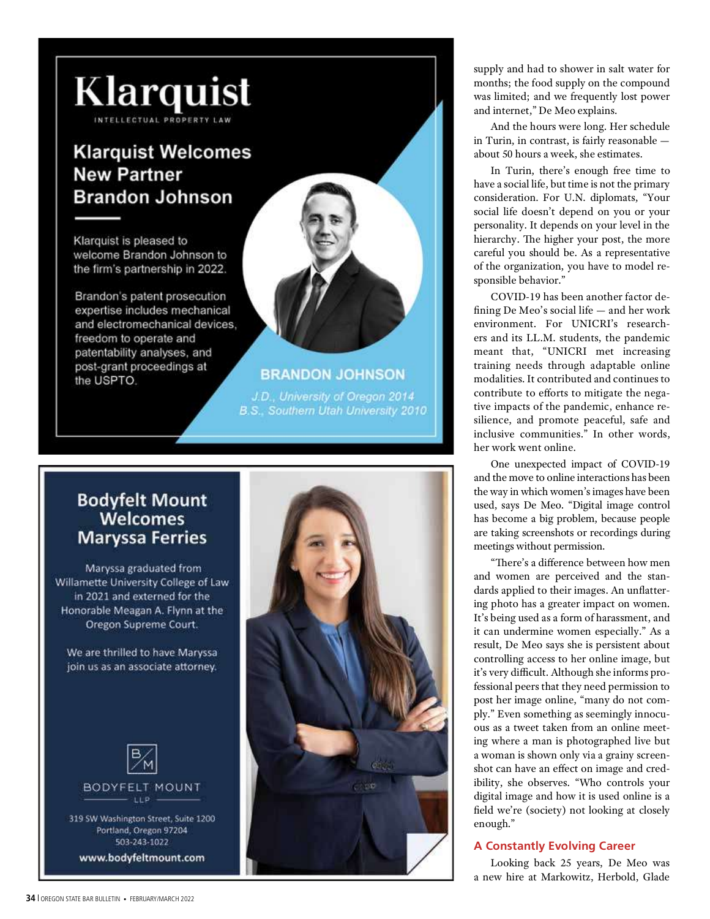# Klarquist

INTELLECTUAL PROPERTY LAW

## Klarquist Welcomes New Partner Brandon Johnson

Klarquist is pleased to welcome Brandon Johnson to the firm's partnership in 2022.

Brandon's patent prosecution expertise includes mechanical and electromechanical devices, freedom to operate and patentability analyses, and post-grant proceedings at the USPTO.

**BRANDON JOHNSON**

*J.D., University of Oregon 2014*
*B.S., Southern Utah University 2010*

## Bodyfelt Mount Welcomes Maryssa Ferries

Maryssa graduated from Willamette University College of Law in 2021 and externed for the Honorable Meagan A. Flynn at the Oregon Supreme Court.

We are thrilled to have Maryssa join us as an associate attorney.

BODYFELT MOUNT LLP

319 SW Washington Street, Suite 1200
Portland, Oregon 97204
503-243-1022

**www.bodyfeltmount.com**

supply and had to shower in salt water for months; the food supply on the compound was limited; and we frequently lost power and internet," De Meo explains.

And the hours were long. Her schedule in Turin, in contrast, is fairly reasonable — about 50 hours a week, she estimates.

In Turin, there's enough free time to have a social life, but time is not the primary consideration. For U.N. diplomats, "Your social life doesn't depend on you or your personality. It depends on your level in the hierarchy. The higher your post, the more careful you should be. As a representative of the organization, you have to model responsible behavior."

COVID-19 has been another factor defining De Meo's social life — and her work environment. For UNICRI's researchers and its LL.M. students, the pandemic meant that, "UNICRI met increasing training needs through adaptable online modalities. It contributed and continues to contribute to efforts to mitigate the negative impacts of the pandemic, enhance resilience, and promote peaceful, safe and inclusive communities." In other words, her work went online.

One unexpected impact of COVID-19 and the move to online interactions has been the way in which women's images have been used, says De Meo. "Digital image control has become a big problem, because people are taking screenshots or recordings during meetings without permission.

"There's a difference between how men and women are perceived and the standards applied to their images. An unflattering photo has a greater impact on women. It's being used as a form of harassment, and it can undermine women especially." As a result, De Meo says she is persistent about controlling access to her online image, but it's very difficult. Although she informs professional peers that they need permission to post her image online, "many do not comply." Even something as seemingly innocuous as a tweet taken from an online meeting where a man is photographed live but a woman is shown only via a grainy screenshot can have an effect on image and credibility, she observes. "Who controls your digital image and how it is used online is a field we're (society) not looking at closely enough."

## A Constantly Evolving Career

Looking back 25 years, De Meo was a new hire at Markowitz, Herbold, Glade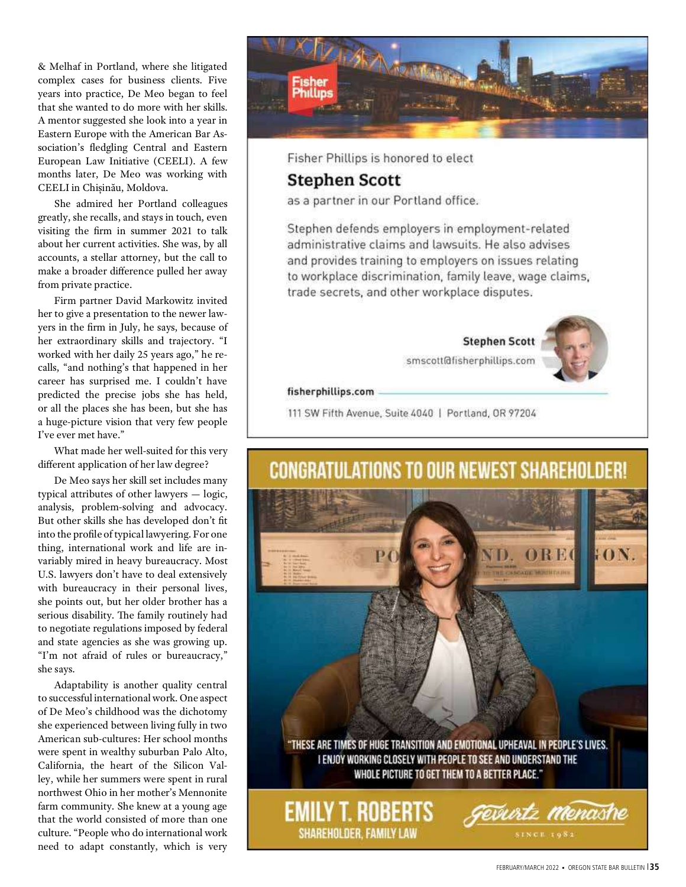& Melhaf in Portland, where she litigated complex cases for business clients. Five years into practice, De Meo began to feel that she wanted to do more with her skills. A mentor suggested she look into a year in Eastern Europe with the American Bar Association's fledgling Central and Eastern European Law Initiative (CEELI). A few months later, De Meo was working with CEELI in Chișinău, Moldova.

She admired her Portland colleagues greatly, she recalls, and stays in touch, even visiting the firm in summer 2021 to talk about her current activities. She was, by all accounts, a stellar attorney, but the call to make a broader difference pulled her away from private practice.

Firm partner David Markowitz invited her to give a presentation to the newer lawyers in the firm in July, he says, because of her extraordinary skills and trajectory. "I worked with her daily 25 years ago," he recalls, "and nothing's that happened in her career has surprised me. I couldn't have predicted the precise jobs she has held, or all the places she has been, but she has a huge-picture vision that very few people I've ever met have."

What made her well-suited for this very different application of her law degree?

De Meo says her skill set includes many typical attributes of other lawyers — logic, analysis, problem-solving and advocacy. But other skills she has developed don't fit into the profile of typical lawyering. For one thing, international work and life are invariably mired in heavy bureaucracy. Most U.S. lawyers don't have to deal extensively with bureaucracy in their personal lives, she points out, but her older brother has a serious disability. The family routinely had to negotiate regulations imposed by federal and state agencies as she was growing up. "I'm not afraid of rules or bureaucracy," she says.

Adaptability is another quality central to successful international work. One aspect of De Meo's childhood was the dichotomy she experienced between living fully in two American sub-cultures: Her school months were spent in wealthy suburban Palo Alto, California, the heart of the Silicon Valley, while her summers were spent in rural northwest Ohio in her mother's Mennonite farm community. She knew at a young age that the world consisted of more than one culture. "People who do international work need to adapt constantly, which is very

---

**Fisher Phillips**

Fisher Phillips is honored to elect

## Stephen Scott

as a partner in our Portland office.

Stephen defends employers in employment-related administrative claims and lawsuits. He also advises and provides training to employers on issues relating to workplace discrimination, family leave, wage claims, trade secrets, and other workplace disputes.

**Stephen Scott**
smscott@fisherphillips.com

**fisherphillips.com**

111 SW Fifth Avenue, Suite 4040 | Portland, OR 97204

---

## CONGRATULATIONS TO OUR NEWEST SHAREHOLDER!

"THESE ARE TIMES OF HUGE TRANSITION AND EMOTIONAL UPHEAVAL IN PEOPLE'S LIVES. I ENJOY WORKING CLOSELY WITH PEOPLE TO SEE AND UNDERSTAND THE WHOLE PICTURE TO GET THEM TO A BETTER PLACE."

**EMILY T. ROBERTS**
SHAREHOLDER, FAMILY LAW

Gevurtz Menashe
SINCE 1982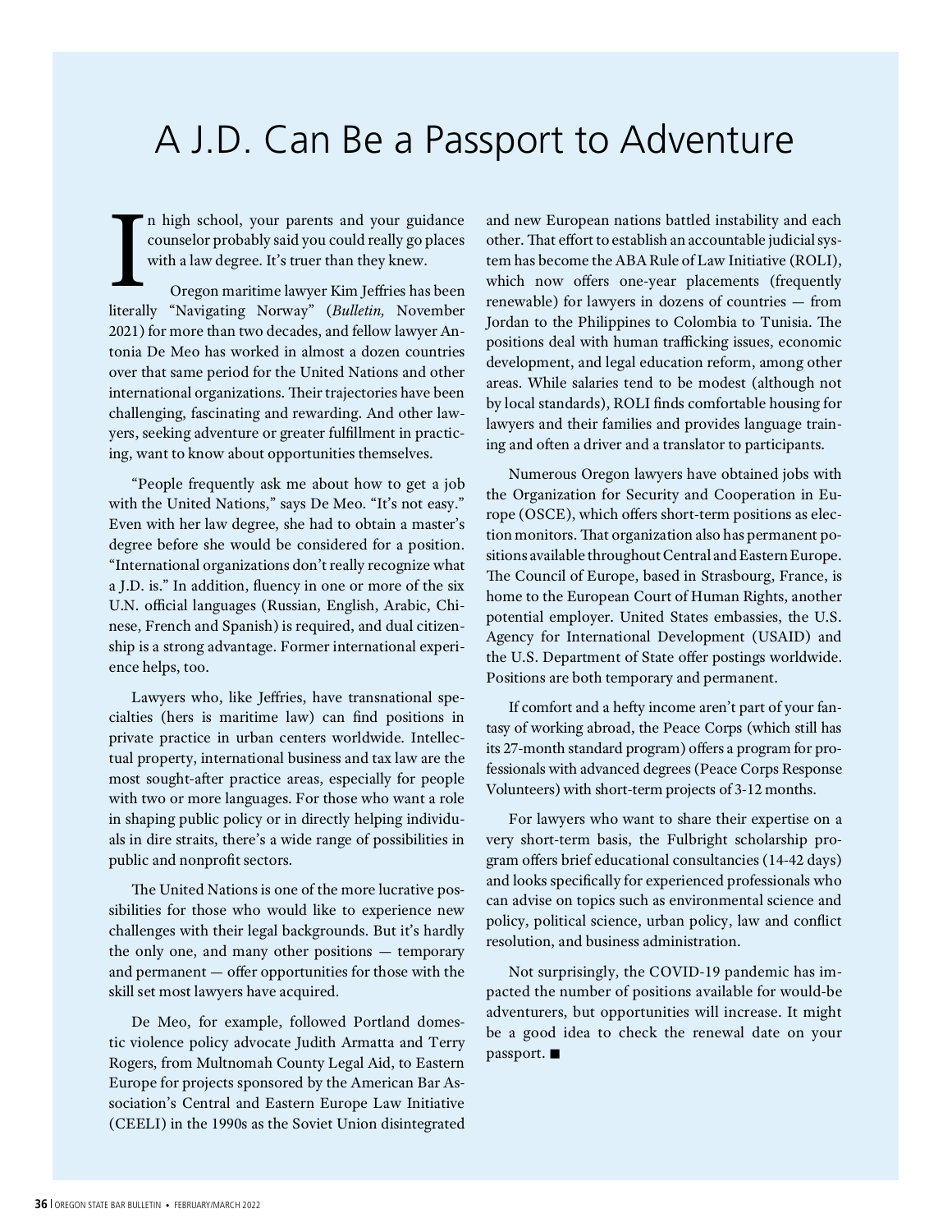# A J.D. Can Be a Passport to Adventure

In high school, your parents and your guidance counselor probably said you could really go places with a law degree. It's truer than they knew.

Oregon maritime lawyer Kim Jeffries has been literally "Navigating Norway" (*Bulletin,* November 2021) for more than two decades, and fellow lawyer Antonia De Meo has worked in almost a dozen countries over that same period for the United Nations and other international organizations. Their trajectories have been challenging, fascinating and rewarding. And other lawyers, seeking adventure or greater fulfillment in practicing, want to know about opportunities themselves.

"People frequently ask me about how to get a job with the United Nations," says De Meo. "It's not easy." Even with her law degree, she had to obtain a master's degree before she would be considered for a position. "International organizations don't really recognize what a J.D. is." In addition, fluency in one or more of the six U.N. official languages (Russian, English, Arabic, Chinese, French and Spanish) is required, and dual citizenship is a strong advantage. Former international experience helps, too.

Lawyers who, like Jeffries, have transnational specialties (hers is maritime law) can find positions in private practice in urban centers worldwide. Intellectual property, international business and tax law are the most sought-after practice areas, especially for people with two or more languages. For those who want a role in shaping public policy or in directly helping individuals in dire straits, there's a wide range of possibilities in public and nonprofit sectors.

The United Nations is one of the more lucrative possibilities for those who would like to experience new challenges with their legal backgrounds. But it's hardly the only one, and many other positions — temporary and permanent — offer opportunities for those with the skill set most lawyers have acquired.

De Meo, for example, followed Portland domestic violence policy advocate Judith Armatta and Terry Rogers, from Multnomah County Legal Aid, to Eastern Europe for projects sponsored by the American Bar Association's Central and Eastern Europe Law Initiative (CEELI) in the 1990s as the Soviet Union disintegrated and new European nations battled instability and each other. That effort to establish an accountable judicial system has become the ABA Rule of Law Initiative (ROLI), which now offers one-year placements (frequently renewable) for lawyers in dozens of countries — from Jordan to the Philippines to Colombia to Tunisia. The positions deal with human trafficking issues, economic development, and legal education reform, among other areas. While salaries tend to be modest (although not by local standards), ROLI finds comfortable housing for lawyers and their families and provides language training and often a driver and a translator to participants.

Numerous Oregon lawyers have obtained jobs with the Organization for Security and Cooperation in Europe (OSCE), which offers short-term positions as election monitors. That organization also has permanent positions available throughout Central and Eastern Europe. The Council of Europe, based in Strasbourg, France, is home to the European Court of Human Rights, another potential employer. United States embassies, the U.S. Agency for International Development (USAID) and the U.S. Department of State offer postings worldwide. Positions are both temporary and permanent.

If comfort and a hefty income aren't part of your fantasy of working abroad, the Peace Corps (which still has its 27-month standard program) offers a program for professionals with advanced degrees (Peace Corps Response Volunteers) with short-term projects of 3-12 months.

For lawyers who want to share their expertise on a very short-term basis, the Fulbright scholarship program offers brief educational consultancies (14-42 days) and looks specifically for experienced professionals who can advise on topics such as environmental science and policy, political science, urban policy, law and conflict resolution, and business administration.

Not surprisingly, the COVID-19 pandemic has impacted the number of positions available for would-be adventurers, but opportunities will increase. It might be a good idea to check the renewal date on your passport. ■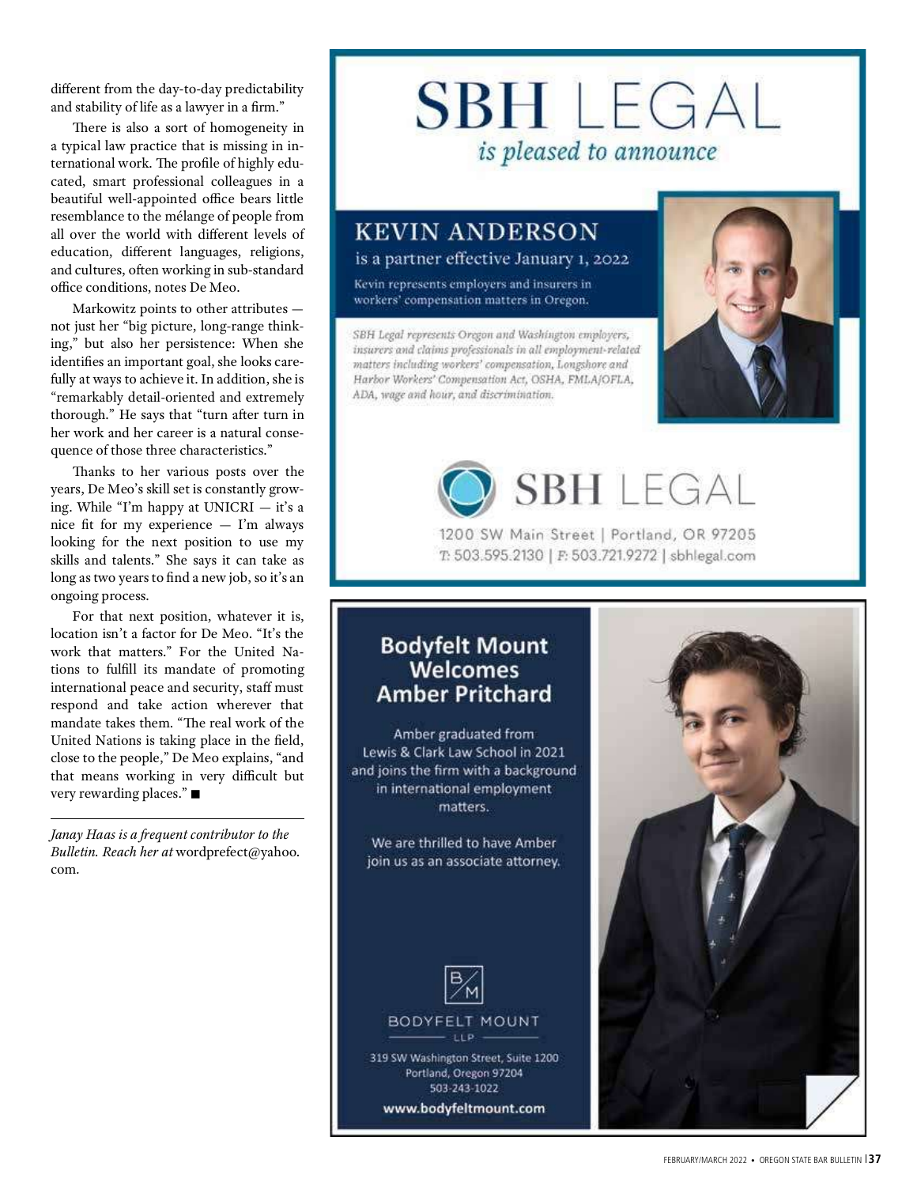different from the day-to-day predictability and stability of life as a lawyer in a firm."

There is also a sort of homogeneity in a typical law practice that is missing in international work. The profile of highly educated, smart professional colleagues in a beautiful well-appointed office bears little resemblance to the mélange of people from all over the world with different levels of education, different languages, religions, and cultures, often working in sub-standard office conditions, notes De Meo.

Markowitz points to other attributes — not just her "big picture, long-range thinking," but also her persistence: When she identifies an important goal, she looks carefully at ways to achieve it. In addition, she is "remarkably detail-oriented and extremely thorough." He says that "turn after turn in her work and her career is a natural consequence of those three characteristics."

Thanks to her various posts over the years, De Meo's skill set is constantly growing. While "I'm happy at UNICRI — it's a nice fit for my experience — I'm always looking for the next position to use my skills and talents." She says it can take as long as two years to find a new job, so it's an ongoing process.

For that next position, whatever it is, location isn't a factor for De Meo. "It's the work that matters." For the United Nations to fulfill its mandate of promoting international peace and security, staff must respond and take action wherever that mandate takes them. "The real work of the United Nations is taking place in the field, close to the people," De Meo explains, "and that means working in very difficult but very rewarding places." ■

---

*Janay Haas is a frequent contributor to the Bulletin. Reach her at* wordprefect@yahoo.com.

---

# SBH LEGAL

*is pleased to announce*

## KEVIN ANDERSON

is a partner effective January 1, 2022

Kevin represents employers and insurers in workers' compensation matters in Oregon.

*SBH Legal represents Oregon and Washington employers, insurers and claims professionals in all employment-related matters including workers' compensation, Longshore and Harbor Workers' Compensation Act, OSHA, FMLA/OFLA, ADA, wage and hour, and discrimination.*

SBH LEGAL

1200 SW Main Street | Portland, OR 97205
T: 503.595.2130 | F: 503.721.9272 | sbhlegal.com

---

## Bodyfelt Mount Welcomes Amber Pritchard

Amber graduated from Lewis & Clark Law School in 2021 and joins the firm with a background in international employment matters.

We are thrilled to have Amber join us as an associate attorney.

BODYFELT MOUNT LLP

319 SW Washington Street, Suite 1200
Portland, Oregon 97204
503-243-1022

**www.bodyfeltmount.com**